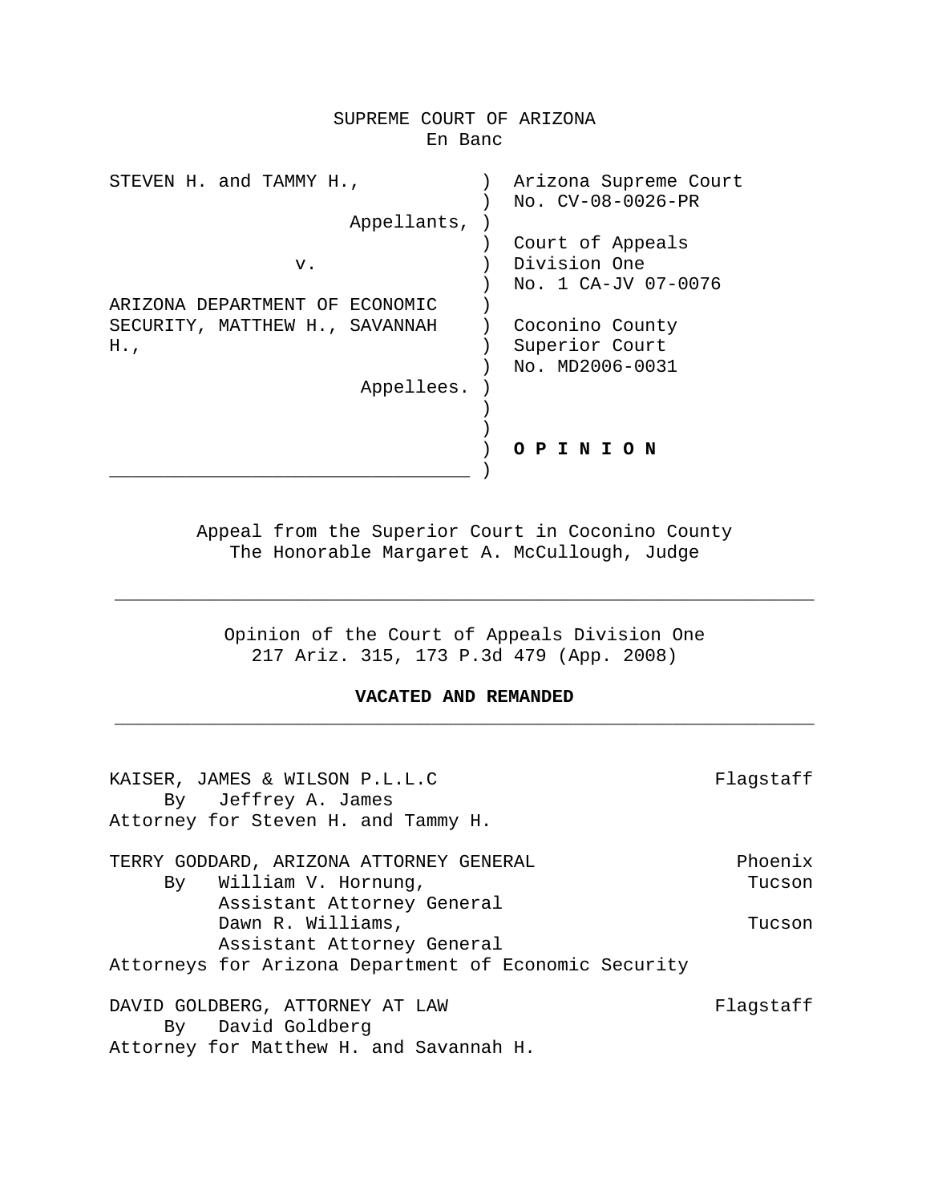# SUPREME COURT OF ARIZONA
## En Banc

| | |
|---|---|
| STEVEN H. and TAMMY H., | Arizona Supreme Court No. CV-08-0026-PR |
| Appellants, | |
| v. | Court of Appeals Division One No. 1 CA-JV 07-0076 |
| ARIZONA DEPARTMENT OF ECONOMIC SECURITY, MATTHEW H., SAVANNAH H., | Coconino County Superior Court No. MD2006-0031 |
| Appellees. | |
| | **O P I N I O N** |

Appeal from the Superior Court in Coconino County
The Honorable Margaret A. McCullough, Judge

---

Opinion of the Court of Appeals Division One
217 Ariz. 315, 173 P.3d 479 (App. 2008)

**VACATED AND REMANDED**

---

KAISER, JAMES & WILSON P.L.L.C — Flagstaff
By Jeffrey A. James
Attorney for Steven H. and Tammy H.

TERRY GODDARD, ARIZONA ATTORNEY GENERAL — Phoenix
By William V. Hornung, Assistant Attorney General — Tucson
Dawn R. Williams, Assistant Attorney General — Tucson
Attorneys for Arizona Department of Economic Security

DAVID GOLDBERG, ATTORNEY AT LAW — Flagstaff
By David Goldberg
Attorney for Matthew H. and Savannah H.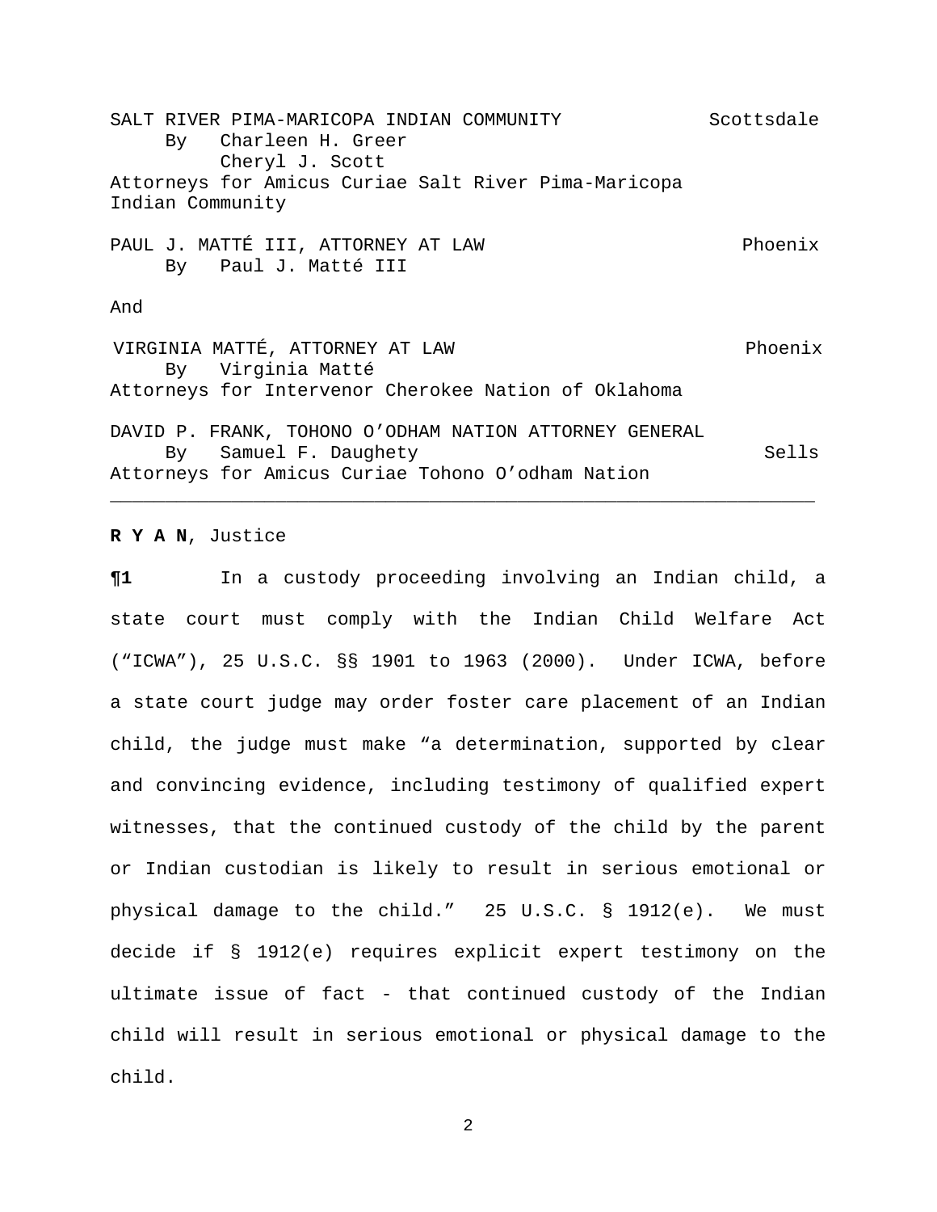SALT RIVER PIMA-MARICOPA INDIAN COMMUNITY Scottsdale
By Charleen H. Greer
Cheryl J. Scott
Attorneys for Amicus Curiae Salt River Pima-Maricopa Indian Community

PAUL J. MATTÉ III, ATTORNEY AT LAW Phoenix
By Paul J. Matté III

And

VIRGINIA MATTÉ, ATTORNEY AT LAW Phoenix
By Virginia Matté
Attorneys for Intervenor Cherokee Nation of Oklahoma

DAVID P. FRANK, TOHONO O'ODHAM NATION ATTORNEY GENERAL Sells
By Samuel F. Daughety
Attorneys for Amicus Curiae Tohono O'odham Nation

---

**R Y A N**, Justice

**¶1** In a custody proceeding involving an Indian child, a state court must comply with the Indian Child Welfare Act ("ICWA"), 25 U.S.C. §§ 1901 to 1963 (2000). Under ICWA, before a state court judge may order foster care placement of an Indian child, the judge must make "a determination, supported by clear and convincing evidence, including testimony of qualified expert witnesses, that the continued custody of the child by the parent or Indian custodian is likely to result in serious emotional or physical damage to the child." 25 U.S.C. § 1912(e). We must decide if § 1912(e) requires explicit expert testimony on the ultimate issue of fact - that continued custody of the Indian child will result in serious emotional or physical damage to the child.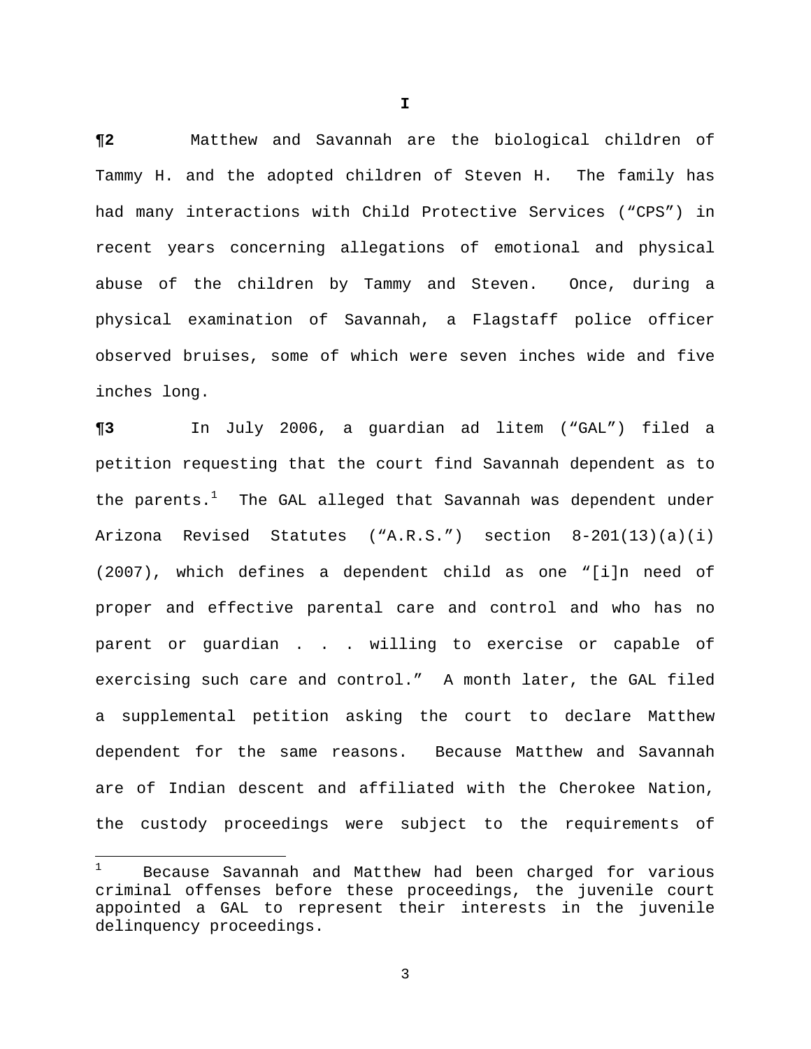**I**

**¶2** Matthew and Savannah are the biological children of Tammy H. and the adopted children of Steven H. The family has had many interactions with Child Protective Services ("CPS") in recent years concerning allegations of emotional and physical abuse of the children by Tammy and Steven. Once, during a physical examination of Savannah, a Flagstaff police officer observed bruises, some of which were seven inches wide and five inches long.

**¶3** In July 2006, a guardian ad litem ("GAL") filed a petition requesting that the court find Savannah dependent as to the parents.[1] The GAL alleged that Savannah was dependent under Arizona Revised Statutes ("A.R.S.") section 8-201(13)(a)(i) (2007), which defines a dependent child as one "[i]n need of proper and effective parental care and control and who has no parent or guardian . . . willing to exercise or capable of exercising such care and control." A month later, the GAL filed a supplemental petition asking the court to declare Matthew dependent for the same reasons. Because Matthew and Savannah are of Indian descent and affiliated with the Cherokee Nation, the custody proceedings were subject to the requirements of

[1] Because Savannah and Matthew had been charged for various criminal offenses before these proceedings, the juvenile court appointed a GAL to represent their interests in the juvenile delinquency proceedings.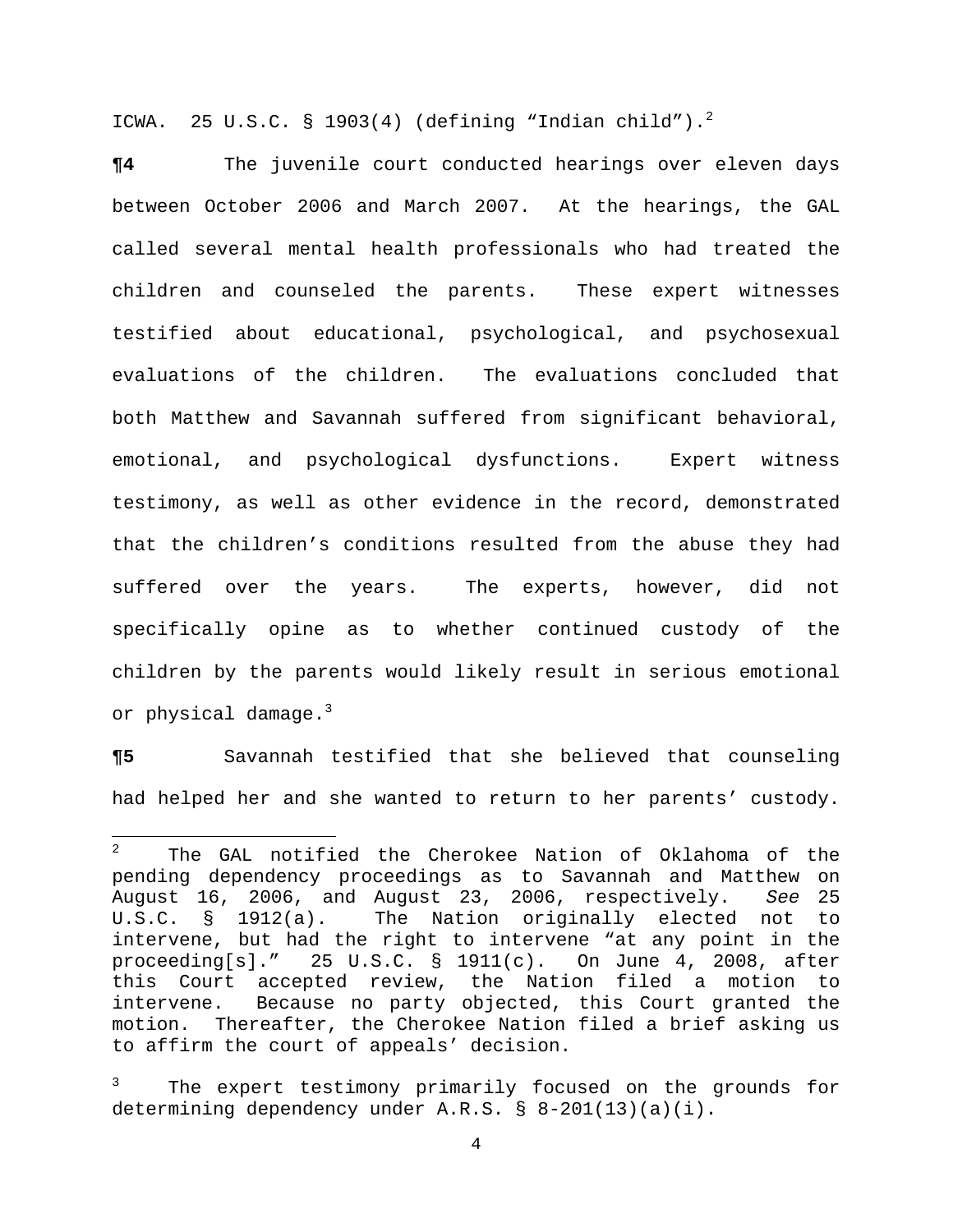ICWA. 25 U.S.C. § 1903(4) (defining "Indian child").[2]

**¶4** The juvenile court conducted hearings over eleven days between October 2006 and March 2007. At the hearings, the GAL called several mental health professionals who had treated the children and counseled the parents. These expert witnesses testified about educational, psychological, and psychosexual evaluations of the children. The evaluations concluded that both Matthew and Savannah suffered from significant behavioral, emotional, and psychological dysfunctions. Expert witness testimony, as well as other evidence in the record, demonstrated that the children's conditions resulted from the abuse they had suffered over the years. The experts, however, did not specifically opine as to whether continued custody of the children by the parents would likely result in serious emotional or physical damage.[3]

**¶5** Savannah testified that she believed that counseling had helped her and she wanted to return to her parents' custody.

---

[2] The GAL notified the Cherokee Nation of Oklahoma of the pending dependency proceedings as to Savannah and Matthew on August 16, 2006, and August 23, 2006, respectively. *See* 25 U.S.C. § 1912(a). The Nation originally elected not to intervene, but had the right to intervene "at any point in the proceeding[s]." 25 U.S.C. § 1911(c). On June 4, 2008, after this Court accepted review, the Nation filed a motion to intervene. Because no party objected, this Court granted the motion. Thereafter, the Cherokee Nation filed a brief asking us to affirm the court of appeals' decision.

[3] The expert testimony primarily focused on the grounds for determining dependency under A.R.S. § 8-201(13)(a)(i).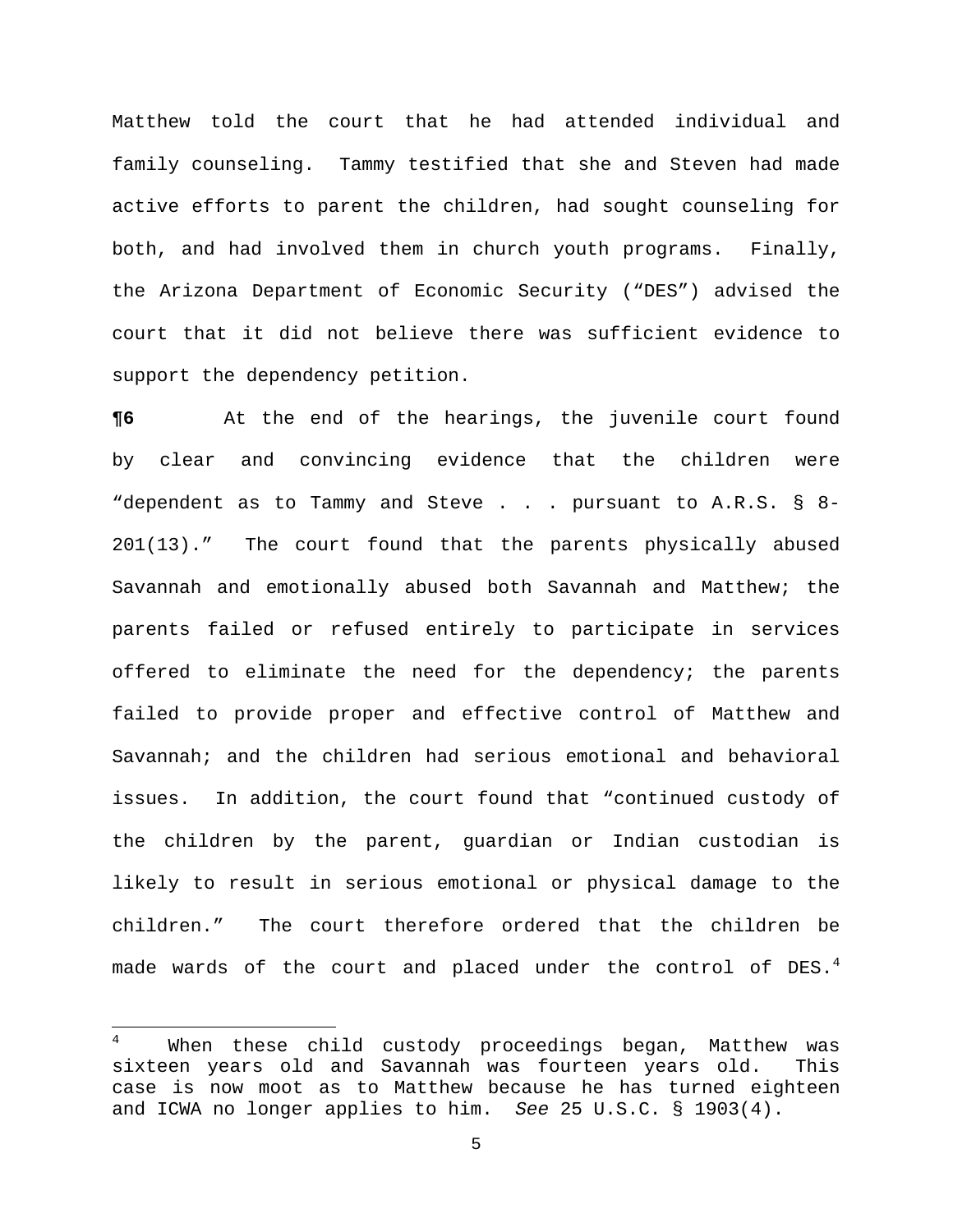Matthew told the court that he had attended individual and family counseling. Tammy testified that she and Steven had made active efforts to parent the children, had sought counseling for both, and had involved them in church youth programs. Finally, the Arizona Department of Economic Security ("DES") advised the court that it did not believe there was sufficient evidence to support the dependency petition.

**¶6** At the end of the hearings, the juvenile court found by clear and convincing evidence that the children were "dependent as to Tammy and Steve . . . pursuant to A.R.S. § 8-201(13)." The court found that the parents physically abused Savannah and emotionally abused both Savannah and Matthew; the parents failed or refused entirely to participate in services offered to eliminate the need for the dependency; the parents failed to provide proper and effective control of Matthew and Savannah; and the children had serious emotional and behavioral issues. In addition, the court found that "continued custody of the children by the parent, guardian or Indian custodian is likely to result in serious emotional or physical damage to the children." The court therefore ordered that the children be made wards of the court and placed under the control of DES.[4]

---

[4] When these child custody proceedings began, Matthew was sixteen years old and Savannah was fourteen years old. This case is now moot as to Matthew because he has turned eighteen and ICWA no longer applies to him. *See* 25 U.S.C. § 1903(4).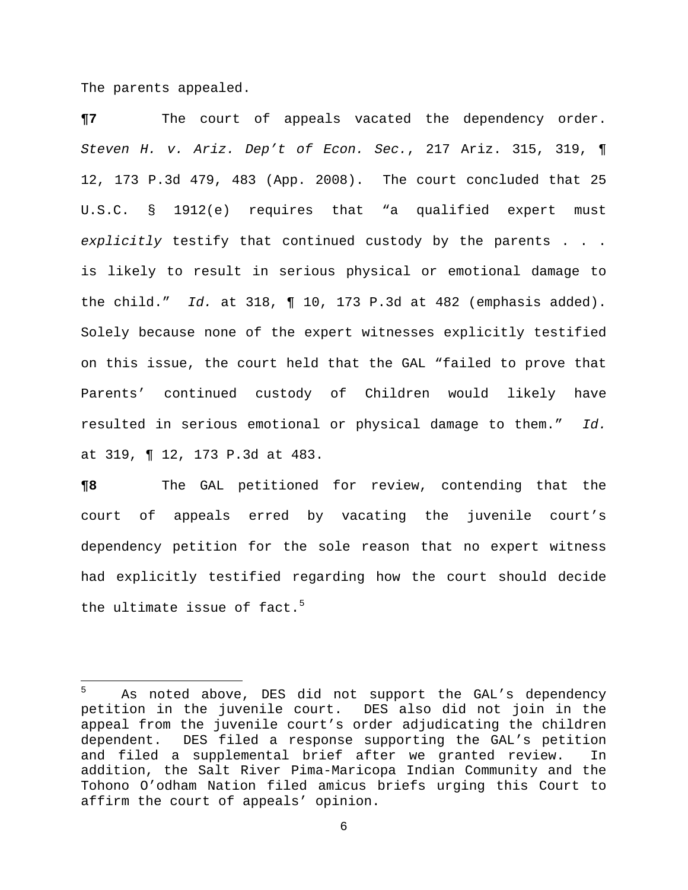The parents appealed.

**¶7** The court of appeals vacated the dependency order. *Steven H. v. Ariz. Dep't of Econ. Sec.*, 217 Ariz. 315, 319, ¶ 12, 173 P.3d 479, 483 (App. 2008). The court concluded that 25 U.S.C. § 1912(e) requires that "a qualified expert must *explicitly* testify that continued custody by the parents . . . is likely to result in serious physical or emotional damage to the child." *Id.* at 318, ¶ 10, 173 P.3d at 482 (emphasis added). Solely because none of the expert witnesses explicitly testified on this issue, the court held that the GAL "failed to prove that Parents' continued custody of Children would likely have resulted in serious emotional or physical damage to them." *Id.* at 319, ¶ 12, 173 P.3d at 483.

**¶8** The GAL petitioned for review, contending that the court of appeals erred by vacating the juvenile court's dependency petition for the sole reason that no expert witness had explicitly testified regarding how the court should decide the ultimate issue of fact.[5]

---

[5] As noted above, DES did not support the GAL's dependency petition in the juvenile court. DES also did not join in the appeal from the juvenile court's order adjudicating the children dependent. DES filed a response supporting the GAL's petition and filed a supplemental brief after we granted review. In addition, the Salt River Pima-Maricopa Indian Community and the Tohono O'odham Nation filed amicus briefs urging this Court to affirm the court of appeals' opinion.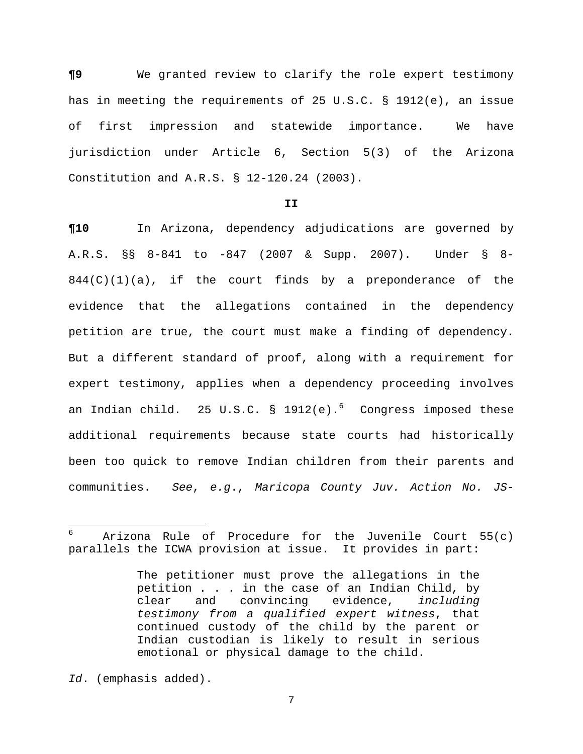**¶9** We granted review to clarify the role expert testimony has in meeting the requirements of 25 U.S.C. § 1912(e), an issue of first impression and statewide importance. We have jurisdiction under Article 6, Section 5(3) of the Arizona Constitution and A.R.S. § 12-120.24 (2003).

## II

**¶10** In Arizona, dependency adjudications are governed by A.R.S. §§ 8-841 to -847 (2007 & Supp. 2007). Under § 8-844(C)(1)(a), if the court finds by a preponderance of the evidence that the allegations contained in the dependency petition are true, the court must make a finding of dependency. But a different standard of proof, along with a requirement for expert testimony, applies when a dependency proceeding involves an Indian child. 25 U.S.C. § 1912(e).[6] Congress imposed these additional requirements because state courts had historically been too quick to remove Indian children from their parents and communities. *See*, *e.g.*, *Maricopa County Juv. Action No. JS-*

---

[6] Arizona Rule of Procedure for the Juvenile Court 55(c) parallels the ICWA provision at issue. It provides in part:

> The petitioner must prove the allegations in the petition . . . in the case of an Indian Child, by clear and convincing evidence, *including testimony from a qualified expert witness*, that continued custody of the child by the parent or Indian custodian is likely to result in serious emotional or physical damage to the child.

*Id*. (emphasis added).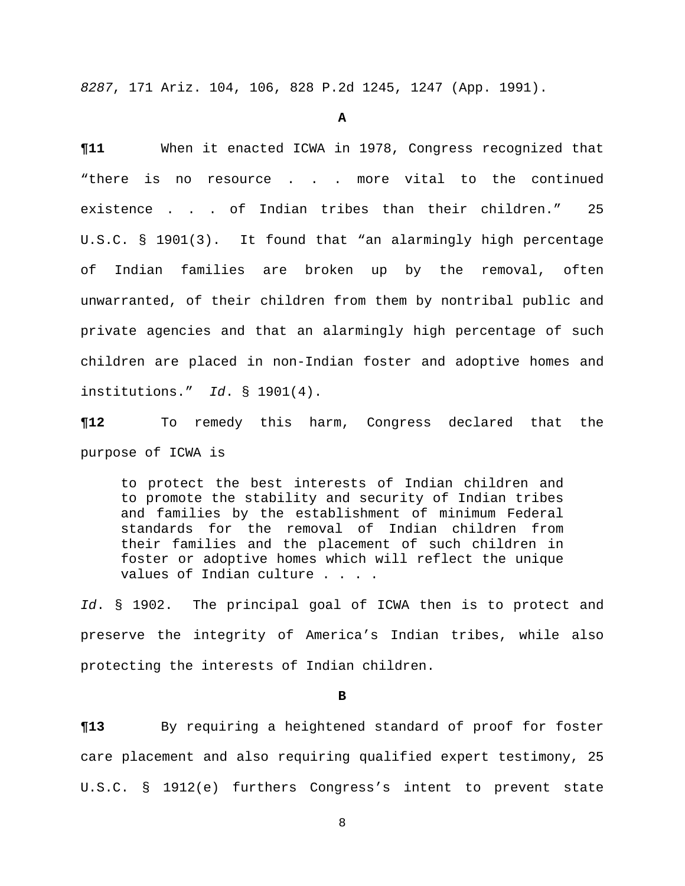*8287*, 171 Ariz. 104, 106, 828 P.2d 1245, 1247 (App. 1991).

**A**

**¶11** When it enacted ICWA in 1978, Congress recognized that "there is no resource . . . more vital to the continued existence . . . of Indian tribes than their children." 25 U.S.C. § 1901(3). It found that "an alarmingly high percentage of Indian families are broken up by the removal, often unwarranted, of their children from them by nontribal public and private agencies and that an alarmingly high percentage of such children are placed in non-Indian foster and adoptive homes and institutions." *Id*. § 1901(4).

**¶12** To remedy this harm, Congress declared that the purpose of ICWA is

> to protect the best interests of Indian children and to promote the stability and security of Indian tribes and families by the establishment of minimum Federal standards for the removal of Indian children from their families and the placement of such children in foster or adoptive homes which will reflect the unique values of Indian culture . . . .

*Id*. § 1902. The principal goal of ICWA then is to protect and preserve the integrity of America's Indian tribes, while also protecting the interests of Indian children.

**B**

**¶13** By requiring a heightened standard of proof for foster care placement and also requiring qualified expert testimony, 25 U.S.C. § 1912(e) furthers Congress's intent to prevent state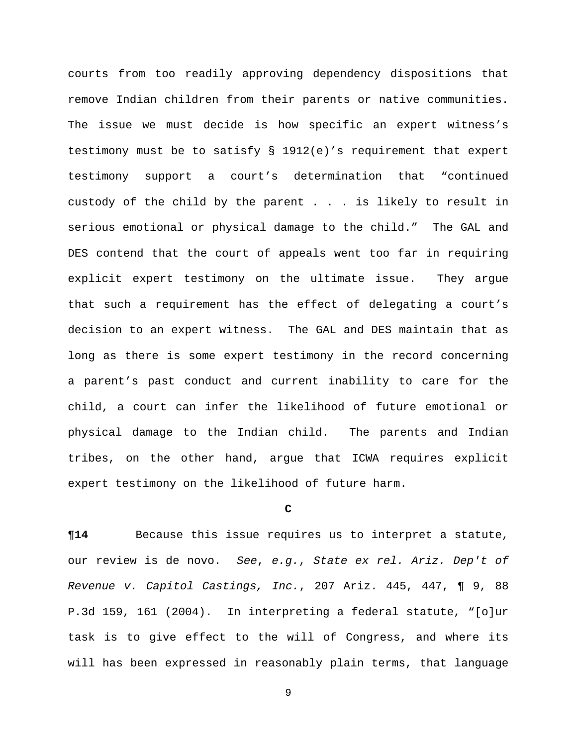courts from too readily approving dependency dispositions that remove Indian children from their parents or native communities. The issue we must decide is how specific an expert witness's testimony must be to satisfy § 1912(e)'s requirement that expert testimony support a court's determination that "continued custody of the child by the parent . . . is likely to result in serious emotional or physical damage to the child." The GAL and DES contend that the court of appeals went too far in requiring explicit expert testimony on the ultimate issue. They argue that such a requirement has the effect of delegating a court's decision to an expert witness. The GAL and DES maintain that as long as there is some expert testimony in the record concerning a parent's past conduct and current inability to care for the child, a court can infer the likelihood of future emotional or physical damage to the Indian child. The parents and Indian tribes, on the other hand, argue that ICWA requires explicit expert testimony on the likelihood of future harm.

### C

**¶14** Because this issue requires us to interpret a statute, our review is de novo. *See*, *e.g.*, *State ex rel. Ariz. Dep't of Revenue v. Capitol Castings, Inc.*, 207 Ariz. 445, 447, ¶ 9, 88 P.3d 159, 161 (2004). In interpreting a federal statute, "[o]ur task is to give effect to the will of Congress, and where its will has been expressed in reasonably plain terms, that language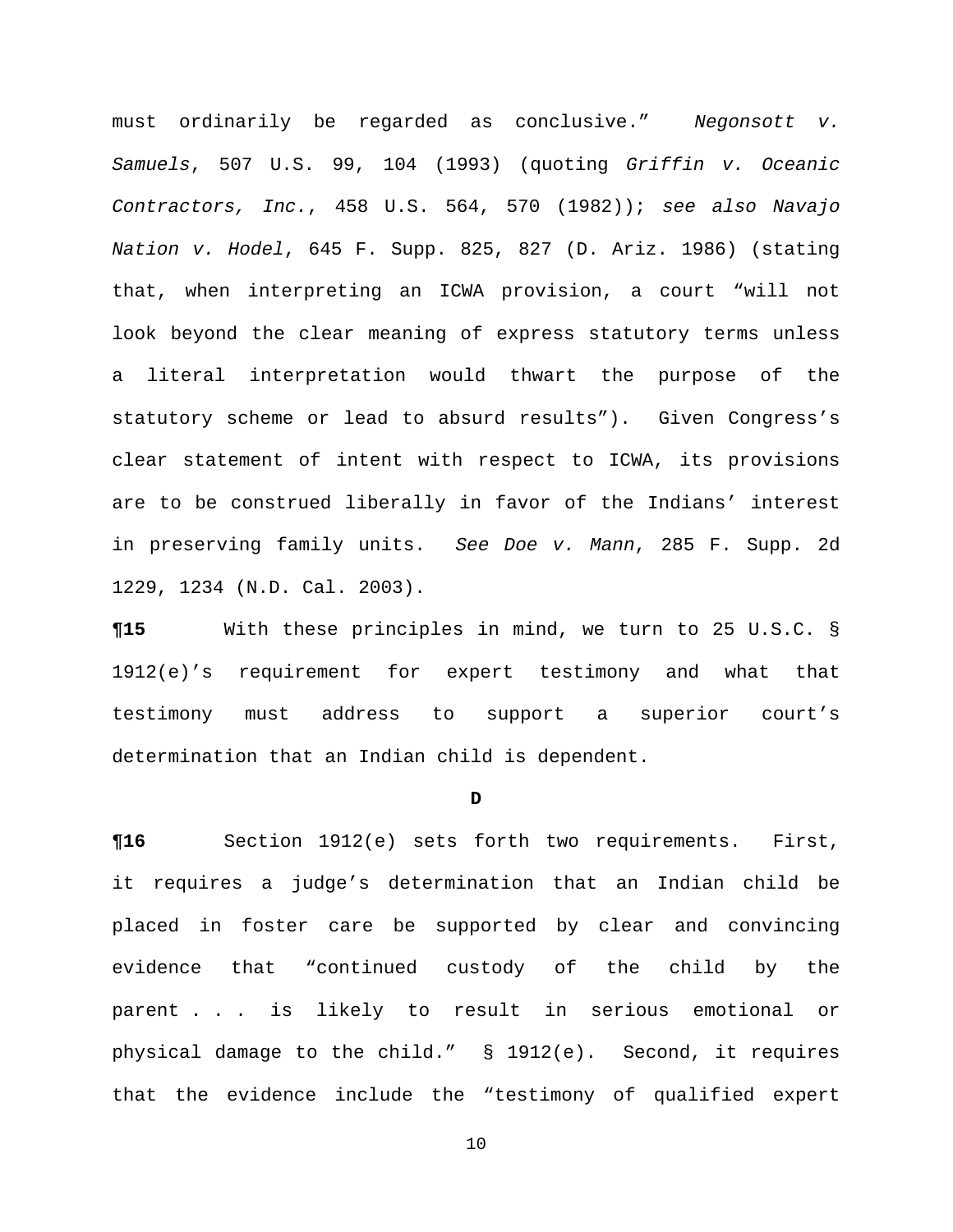must ordinarily be regarded as conclusive." *Negonsott v. Samuels*, 507 U.S. 99, 104 (1993) (quoting *Griffin v. Oceanic Contractors, Inc.*, 458 U.S. 564, 570 (1982)); *see also Navajo Nation v. Hodel*, 645 F. Supp. 825, 827 (D. Ariz. 1986) (stating that, when interpreting an ICWA provision, a court "will not look beyond the clear meaning of express statutory terms unless a literal interpretation would thwart the purpose of the statutory scheme or lead to absurd results"). Given Congress's clear statement of intent with respect to ICWA, its provisions are to be construed liberally in favor of the Indians' interest in preserving family units. *See Doe v. Mann*, 285 F. Supp. 2d 1229, 1234 (N.D. Cal. 2003).

**¶15** With these principles in mind, we turn to 25 U.S.C. § 1912(e)'s requirement for expert testimony and what that testimony must address to support a superior court's determination that an Indian child is dependent.

**D**

**¶16** Section 1912(e) sets forth two requirements. First, it requires a judge's determination that an Indian child be placed in foster care be supported by clear and convincing evidence that "continued custody of the child by the parent . . . is likely to result in serious emotional or physical damage to the child." § 1912(e). Second, it requires that the evidence include the "testimony of qualified expert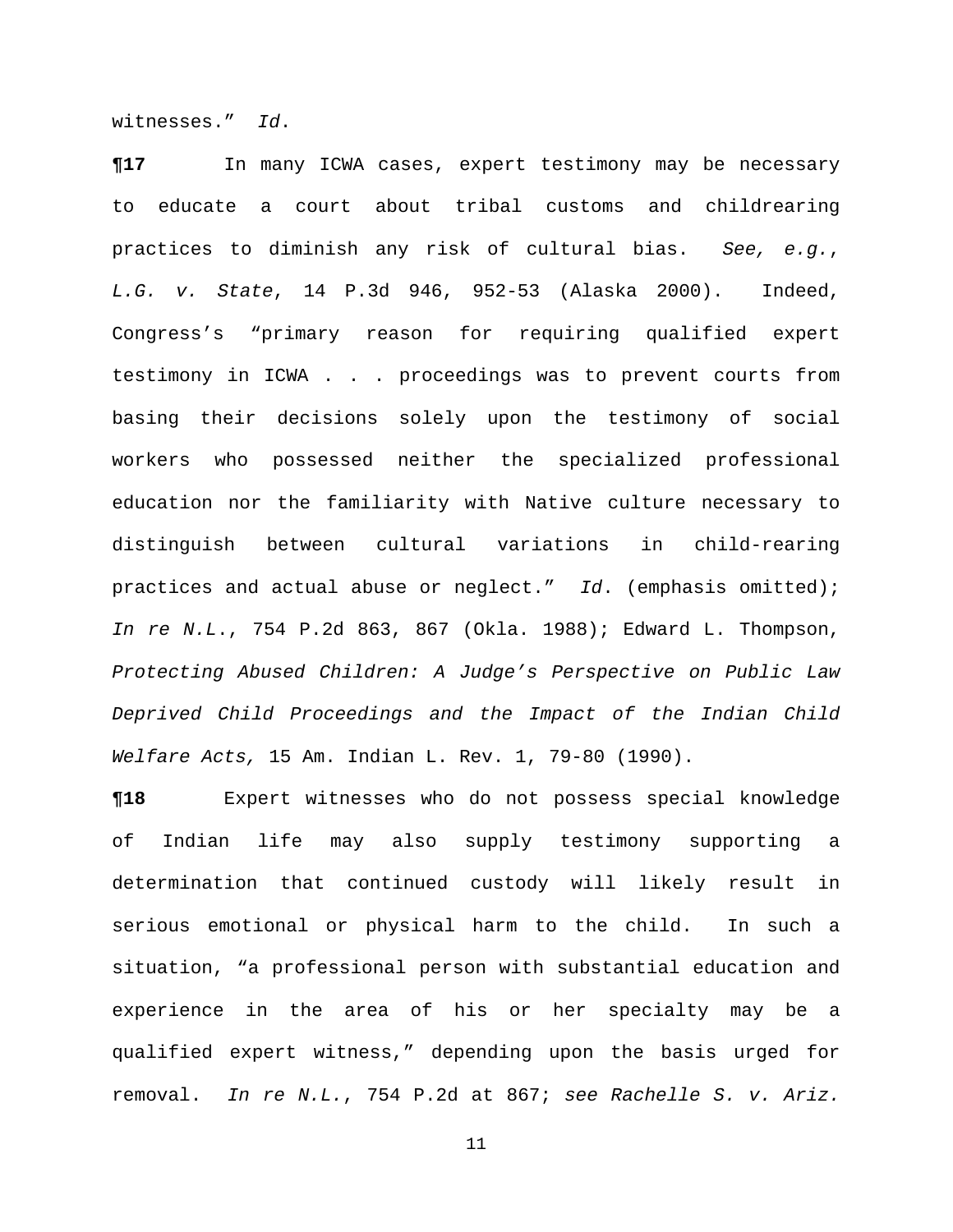witnesses." *Id*.

**¶17** In many ICWA cases, expert testimony may be necessary to educate a court about tribal customs and childrearing practices to diminish any risk of cultural bias. *See, e.g.*, *L.G. v. State*, 14 P.3d 946, 952-53 (Alaska 2000). Indeed, Congress's "primary reason for requiring qualified expert testimony in ICWA . . . proceedings was to prevent courts from basing their decisions solely upon the testimony of social workers who possessed neither the specialized professional education nor the familiarity with Native culture necessary to distinguish between cultural variations in child-rearing practices and actual abuse or neglect." *Id*. (emphasis omitted); *In re N.L.*, 754 P.2d 863, 867 (Okla. 1988); Edward L. Thompson, *Protecting Abused Children: A Judge's Perspective on Public Law Deprived Child Proceedings and the Impact of the Indian Child Welfare Acts,* 15 Am. Indian L. Rev. 1, 79-80 (1990).

**¶18** Expert witnesses who do not possess special knowledge of Indian life may also supply testimony supporting a determination that continued custody will likely result in serious emotional or physical harm to the child. In such a situation, "a professional person with substantial education and experience in the area of his or her specialty may be a qualified expert witness," depending upon the basis urged for removal. *In re N.L.*, 754 P.2d at 867; *see Rachelle S. v. Ariz.*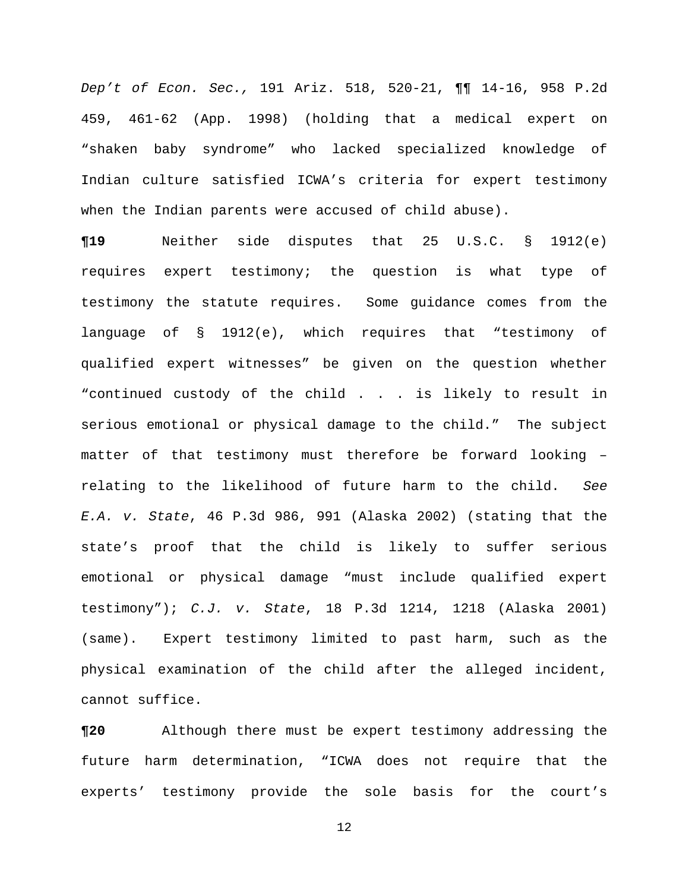*Dep't of Econ. Sec.,* 191 Ariz. 518, 520-21, ¶¶ 14-16, 958 P.2d 459, 461-62 (App. 1998) (holding that a medical expert on "shaken baby syndrome" who lacked specialized knowledge of Indian culture satisfied ICWA's criteria for expert testimony when the Indian parents were accused of child abuse).

**¶19** Neither side disputes that 25 U.S.C. § 1912(e) requires expert testimony; the question is what type of testimony the statute requires. Some guidance comes from the language of § 1912(e), which requires that "testimony of qualified expert witnesses" be given on the question whether "continued custody of the child . . . is likely to result in serious emotional or physical damage to the child." The subject matter of that testimony must therefore be forward looking – relating to the likelihood of future harm to the child. *See E.A. v. State*, 46 P.3d 986, 991 (Alaska 2002) (stating that the state's proof that the child is likely to suffer serious emotional or physical damage "must include qualified expert testimony"); *C.J. v. State*, 18 P.3d 1214, 1218 (Alaska 2001) (same). Expert testimony limited to past harm, such as the physical examination of the child after the alleged incident, cannot suffice.

**¶20** Although there must be expert testimony addressing the future harm determination, "ICWA does not require that the experts' testimony provide the sole basis for the court's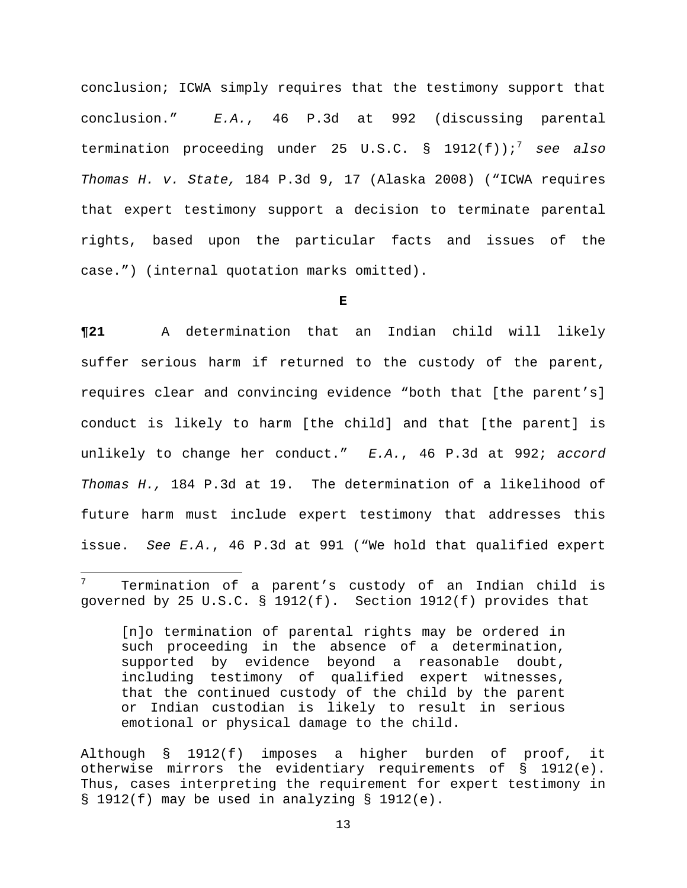conclusion; ICWA simply requires that the testimony support that conclusion." *E.A.*, 46 P.3d at 992 (discussing parental termination proceeding under 25 U.S.C. § 1912(f));[7] *see also Thomas H. v. State,* 184 P.3d 9, 17 (Alaska 2008) ("ICWA requires that expert testimony support a decision to terminate parental rights, based upon the particular facts and issues of the case.") (internal quotation marks omitted).

**E**

**¶21** A determination that an Indian child will likely suffer serious harm if returned to the custody of the parent, requires clear and convincing evidence "both that [the parent's] conduct is likely to harm [the child] and that [the parent] is unlikely to change her conduct." *E.A.*, 46 P.3d at 992; *accord Thomas H.,* 184 P.3d at 19. The determination of a likelihood of future harm must include expert testimony that addresses this issue. *See E.A.*, 46 P.3d at 991 ("We hold that qualified expert

---

[7] Termination of a parent's custody of an Indian child is governed by 25 U.S.C. § 1912(f). Section 1912(f) provides that

> [n]o termination of parental rights may be ordered in such proceeding in the absence of a determination, supported by evidence beyond a reasonable doubt, including testimony of qualified expert witnesses, that the continued custody of the child by the parent or Indian custodian is likely to result in serious emotional or physical damage to the child.

Although § 1912(f) imposes a higher burden of proof, it otherwise mirrors the evidentiary requirements of § 1912(e). Thus, cases interpreting the requirement for expert testimony in § 1912(f) may be used in analyzing § 1912(e).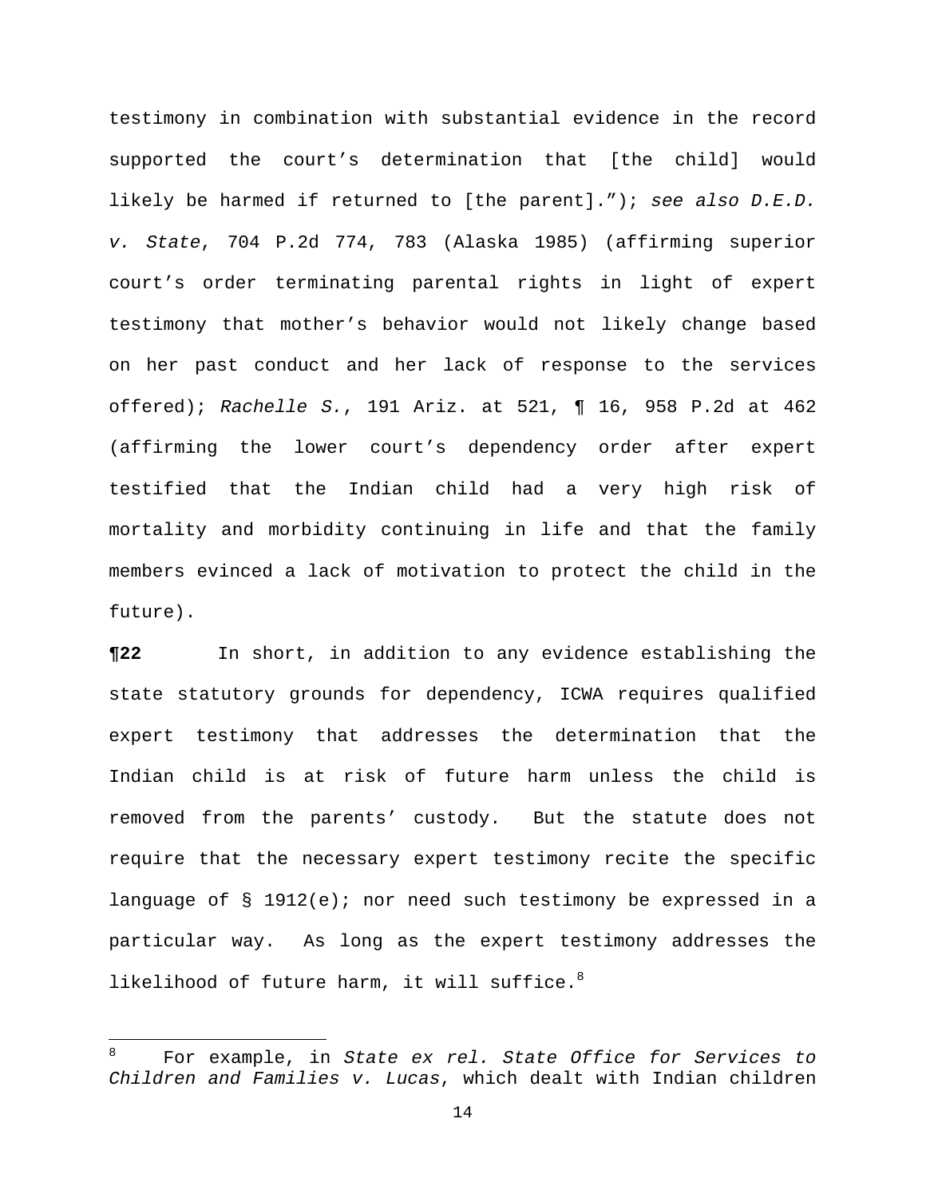testimony in combination with substantial evidence in the record supported the court's determination that [the child] would likely be harmed if returned to [the parent]."); *see also D.E.D. v. State*, 704 P.2d 774, 783 (Alaska 1985) (affirming superior court's order terminating parental rights in light of expert testimony that mother's behavior would not likely change based on her past conduct and her lack of response to the services offered); *Rachelle S.*, 191 Ariz. at 521, ¶ 16, 958 P.2d at 462 (affirming the lower court's dependency order after expert testified that the Indian child had a very high risk of mortality and morbidity continuing in life and that the family members evinced a lack of motivation to protect the child in the future).

**¶22** In short, in addition to any evidence establishing the state statutory grounds for dependency, ICWA requires qualified expert testimony that addresses the determination that the Indian child is at risk of future harm unless the child is removed from the parents' custody. But the statute does not require that the necessary expert testimony recite the specific language of § 1912(e); nor need such testimony be expressed in a particular way. As long as the expert testimony addresses the likelihood of future harm, it will suffice.[8]

---

[8] For example, in *State ex rel. State Office for Services to Children and Families v. Lucas*, which dealt with Indian children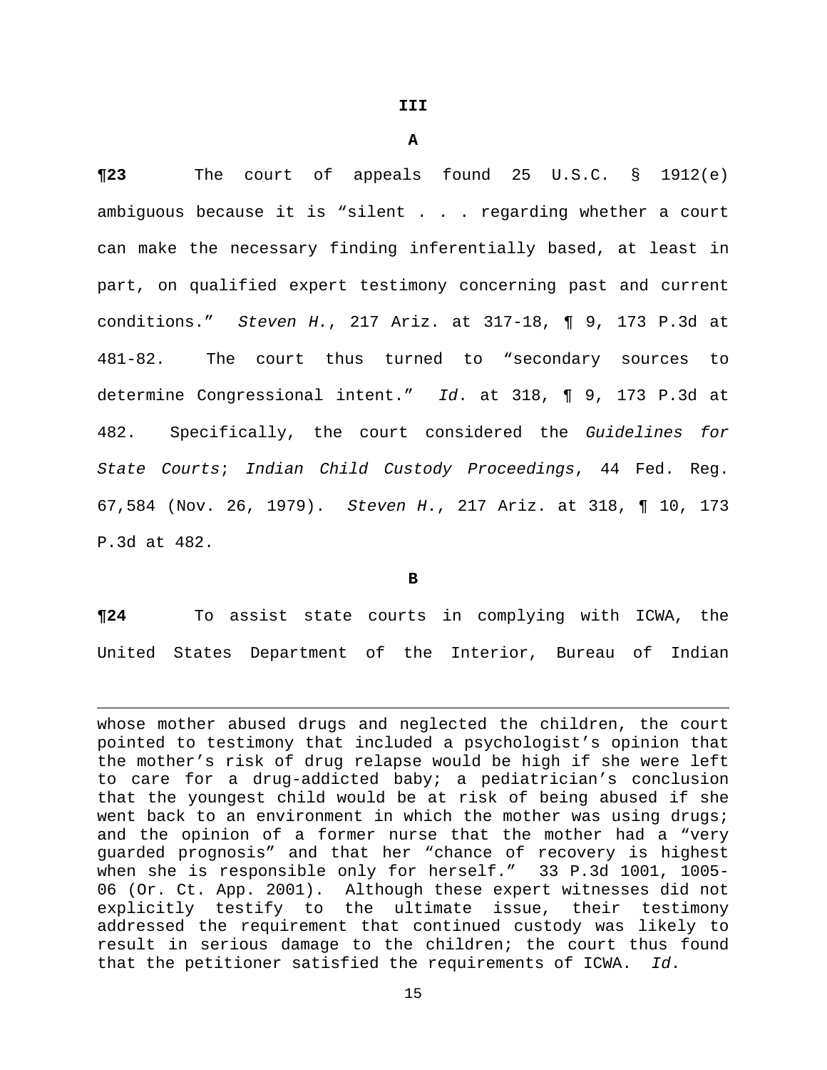### III

### A

**¶23** The court of appeals found 25 U.S.C. § 1912(e) ambiguous because it is "silent . . . regarding whether a court can make the necessary finding inferentially based, at least in part, on qualified expert testimony concerning past and current conditions." *Steven H.*, 217 Ariz. at 317-18, ¶ 9, 173 P.3d at 481-82. The court thus turned to "secondary sources to determine Congressional intent." *Id*. at 318, ¶ 9, 173 P.3d at 482. Specifically, the court considered the *Guidelines for State Courts*; *Indian Child Custody Proceedings*, 44 Fed. Reg. 67,584 (Nov. 26, 1979). *Steven H*., 217 Ariz. at 318, ¶ 10, 173 P.3d at 482.

### B

**¶24** To assist state courts in complying with ICWA, the United States Department of the Interior, Bureau of Indian

---

whose mother abused drugs and neglected the children, the court pointed to testimony that included a psychologist's opinion that the mother's risk of drug relapse would be high if she were left to care for a drug-addicted baby; a pediatrician's conclusion that the youngest child would be at risk of being abused if she went back to an environment in which the mother was using drugs; and the opinion of a former nurse that the mother had a "very guarded prognosis" and that her "chance of recovery is highest when she is responsible only for herself." 33 P.3d 1001, 1005-06 (Or. Ct. App. 2001). Although these expert witnesses did not explicitly testify to the ultimate issue, their testimony addressed the requirement that continued custody was likely to result in serious damage to the children; the court thus found that the petitioner satisfied the requirements of ICWA. *Id*.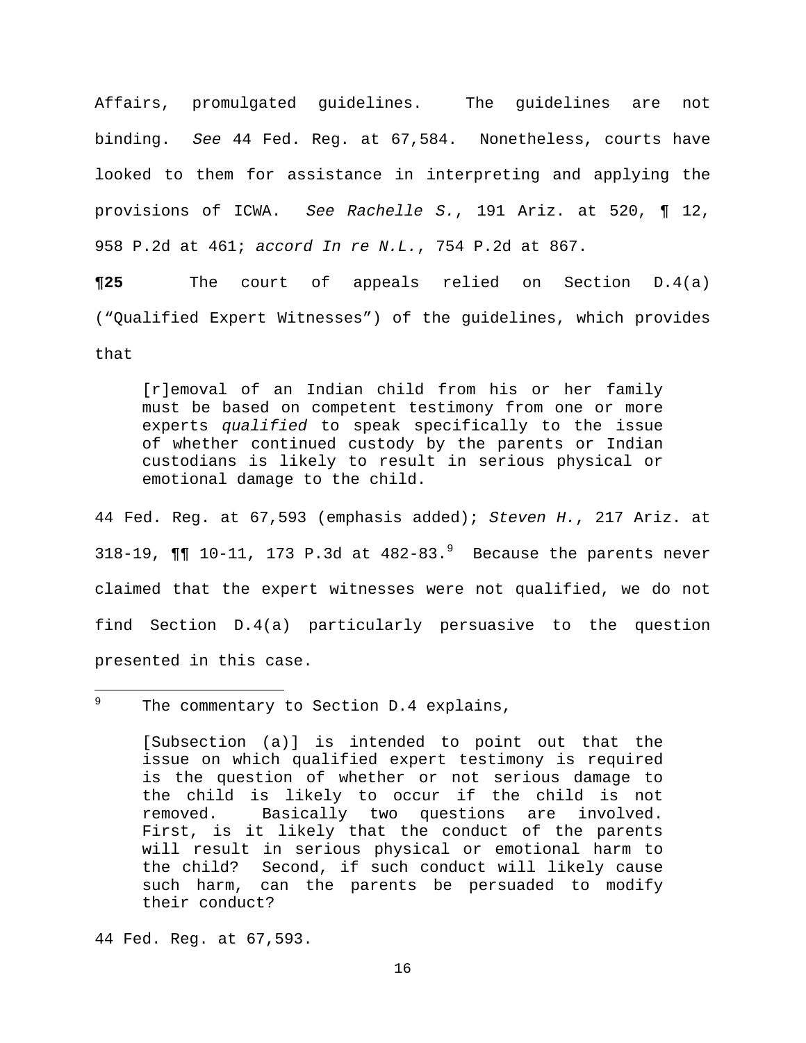Affairs, promulgated guidelines. The guidelines are not binding. *See* 44 Fed. Reg. at 67,584. Nonetheless, courts have looked to them for assistance in interpreting and applying the provisions of ICWA. *See Rachelle S.*, 191 Ariz. at 520, ¶ 12, 958 P.2d at 461; *accord In re N.L.*, 754 P.2d at 867.

**¶25** The court of appeals relied on Section D.4(a) ("Qualified Expert Witnesses") of the guidelines, which provides that

> [r]emoval of an Indian child from his or her family must be based on competent testimony from one or more experts *qualified* to speak specifically to the issue of whether continued custody by the parents or Indian custodians is likely to result in serious physical or emotional damage to the child.

44 Fed. Reg. at 67,593 (emphasis added); *Steven H.*, 217 Ariz. at 318-19, ¶¶ 10-11, 173 P.3d at 482-83.[9] Because the parents never claimed that the expert witnesses were not qualified, we do not find Section D.4(a) particularly persuasive to the question presented in this case.

---

[9] The commentary to Section D.4 explains,

> [Subsection (a)] is intended to point out that the issue on which qualified expert testimony is required is the question of whether or not serious damage to the child is likely to occur if the child is not removed. Basically two questions are involved. First, is it likely that the conduct of the parents will result in serious physical or emotional harm to the child? Second, if such conduct will likely cause such harm, can the parents be persuaded to modify their conduct?

44 Fed. Reg. at 67,593.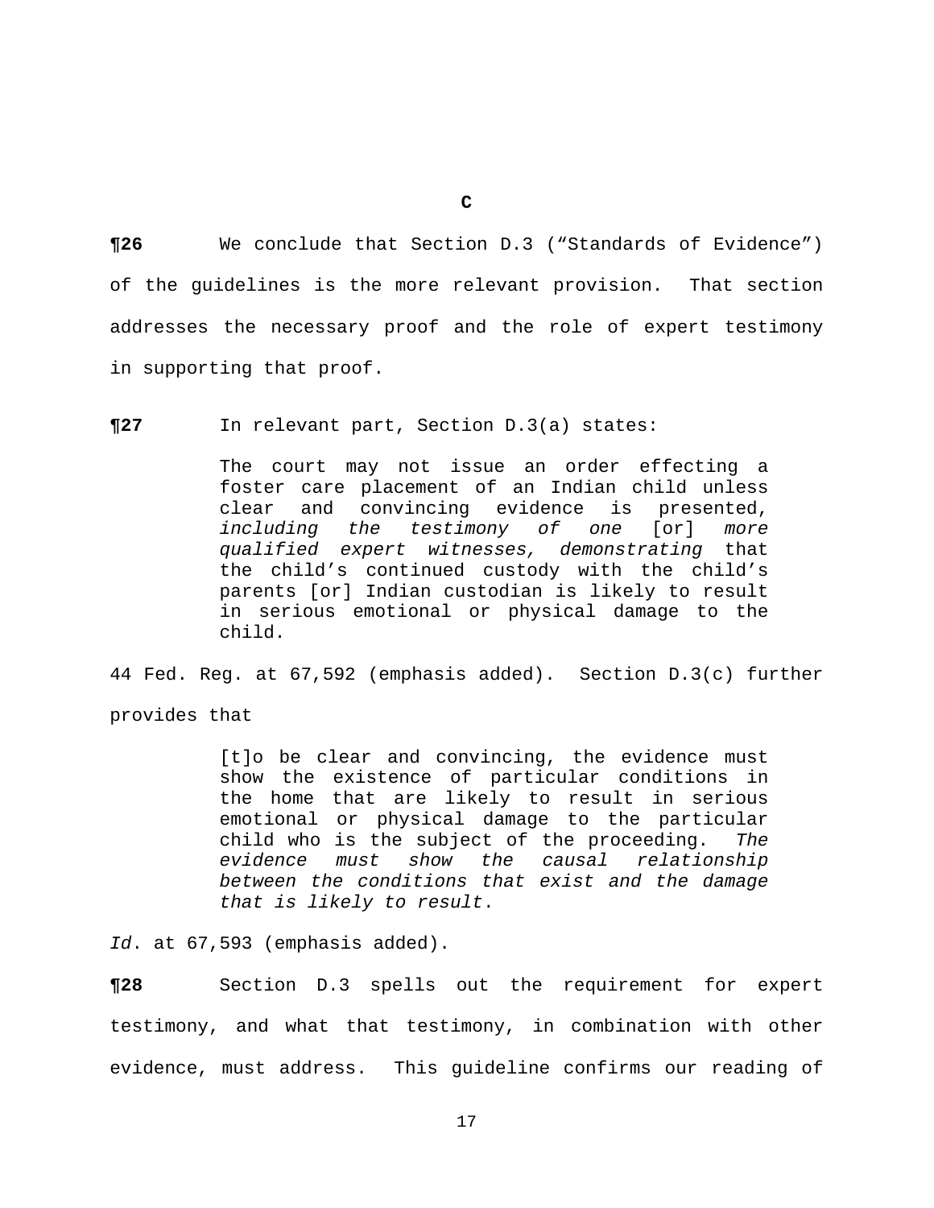**C**

**¶26** We conclude that Section D.3 ("Standards of Evidence") of the guidelines is the more relevant provision. That section addresses the necessary proof and the role of expert testimony in supporting that proof.

**¶27** In relevant part, Section D.3(a) states:

> The court may not issue an order effecting a foster care placement of an Indian child unless clear and convincing evidence is presented, *including the testimony of one* [or] *more qualified expert witnesses, demonstrating* that the child's continued custody with the child's parents [or] Indian custodian is likely to result in serious emotional or physical damage to the child.

44 Fed. Reg. at 67,592 (emphasis added). Section D.3(c) further provides that

> [t]o be clear and convincing, the evidence must show the existence of particular conditions in the home that are likely to result in serious emotional or physical damage to the particular child who is the subject of the proceeding. *The evidence must show the causal relationship between the conditions that exist and the damage that is likely to result*.

*Id*. at 67,593 (emphasis added).

**¶28** Section D.3 spells out the requirement for expert testimony, and what that testimony, in combination with other evidence, must address. This guideline confirms our reading of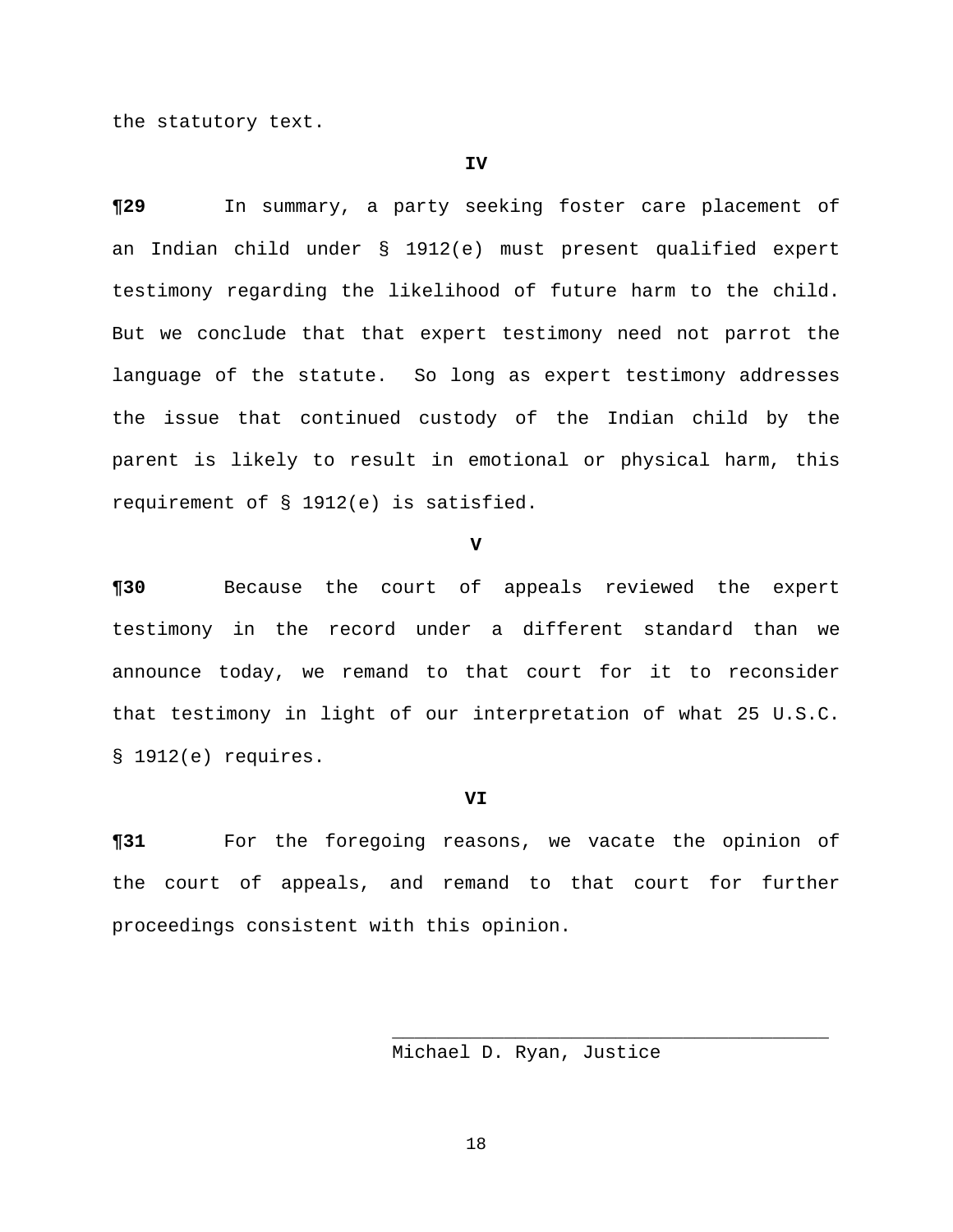the statutory text.

## IV

**¶29** In summary, a party seeking foster care placement of an Indian child under § 1912(e) must present qualified expert testimony regarding the likelihood of future harm to the child. But we conclude that that expert testimony need not parrot the language of the statute. So long as expert testimony addresses the issue that continued custody of the Indian child by the parent is likely to result in emotional or physical harm, this requirement of § 1912(e) is satisfied.

## V

**¶30** Because the court of appeals reviewed the expert testimony in the record under a different standard than we announce today, we remand to that court for it to reconsider that testimony in light of our interpretation of what 25 U.S.C. § 1912(e) requires.

## VI

**¶31** For the foregoing reasons, we vacate the opinion of the court of appeals, and remand to that court for further proceedings consistent with this opinion.

\_\_\_\_\_\_\_\_\_\_\_\_\_\_\_\_\_\_\_\_\_\_\_\_\_\_\_\_\_\_\_\_\_\_\_\_\_\_\_\_

Michael D. Ryan, Justice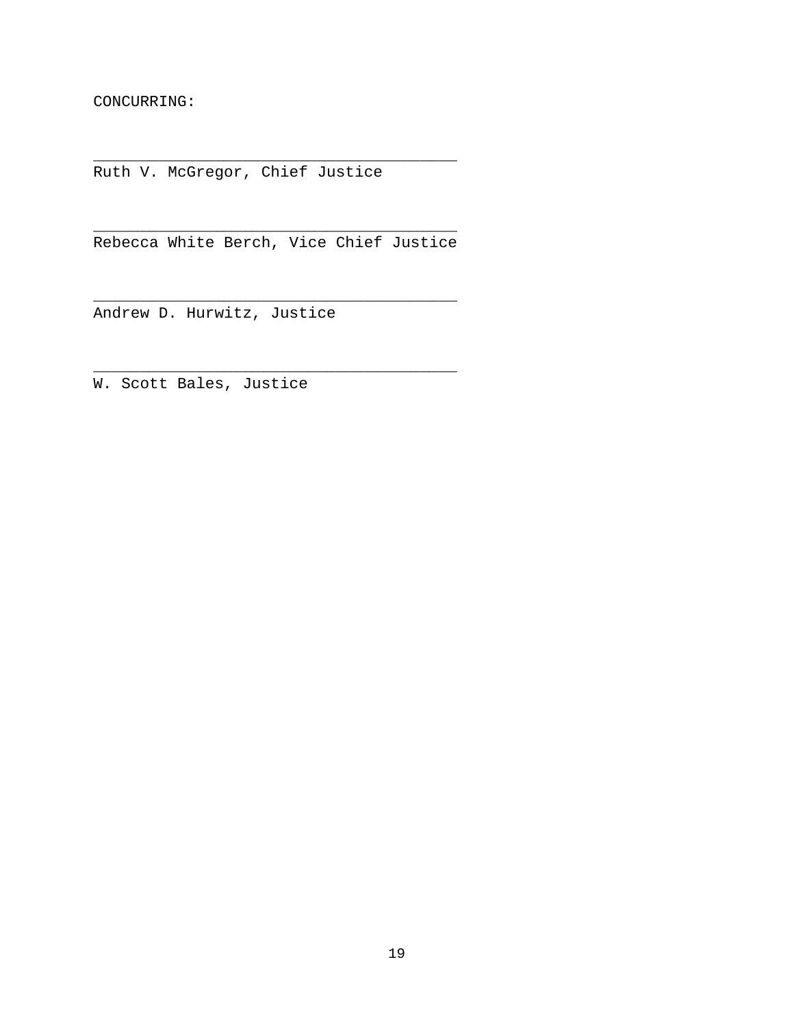CONCURRING:

_______________________________________
Ruth V. McGregor, Chief Justice

_______________________________________
Rebecca White Berch, Vice Chief Justice

_______________________________________
Andrew D. Hurwitz, Justice

_______________________________________
W. Scott Bales, Justice